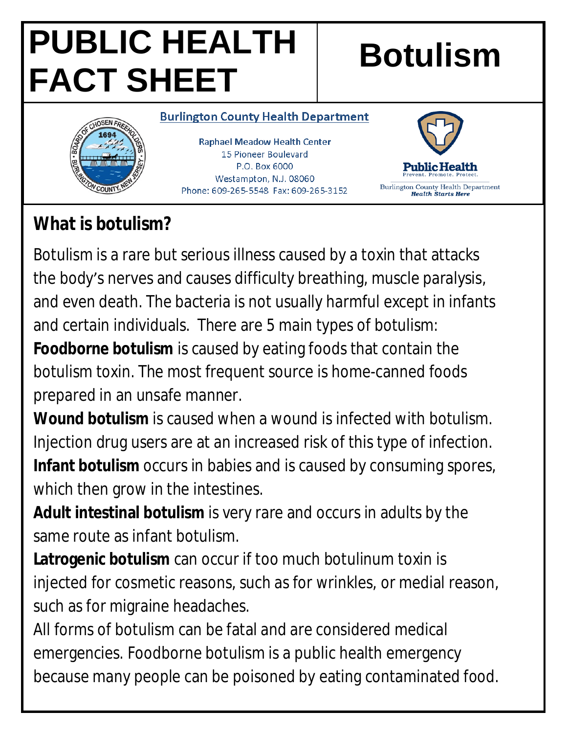# PUBLIC HEALTH FACT SHEET

# Botulism

**Burlington County Health Department**

Raphael Meadow Health Center
15 Pioneer Boulevard
P.O. Box 6000
Westampton, N.J. 08060
Phone: 609-265-5548 Fax: 609-265-3152

Public Health
Prevent. Promote. Protect.
Burlington County Health Department
*Health Starts Here*

## What is botulism?

Botulism is a rare but serious illness caused by a toxin that attacks the body's nerves and causes difficulty breathing, muscle paralysis, and even death. The bacteria is not usually harmful except in infants and certain individuals. There are 5 main types of botulism:

**Foodborne botulism** is caused by eating foods that contain the botulism toxin. The most frequent source is home-canned foods prepared in an unsafe manner.

**Wound botulism** is caused when a wound is infected with botulism. Injection drug users are at an increased risk of this type of infection.

**Infant botulism** occurs in babies and is caused by consuming spores, which then grow in the intestines.

**Adult intestinal botulism** is very rare and occurs in adults by the same route as infant botulism.

**Latrogenic botulism** can occur if too much botulinum toxin is injected for cosmetic reasons, such as for wrinkles, or medial reason, such as for migraine headaches.

All forms of botulism can be fatal and are considered medical emergencies. Foodborne botulism is a public health emergency because many people can be poisoned by eating contaminated food.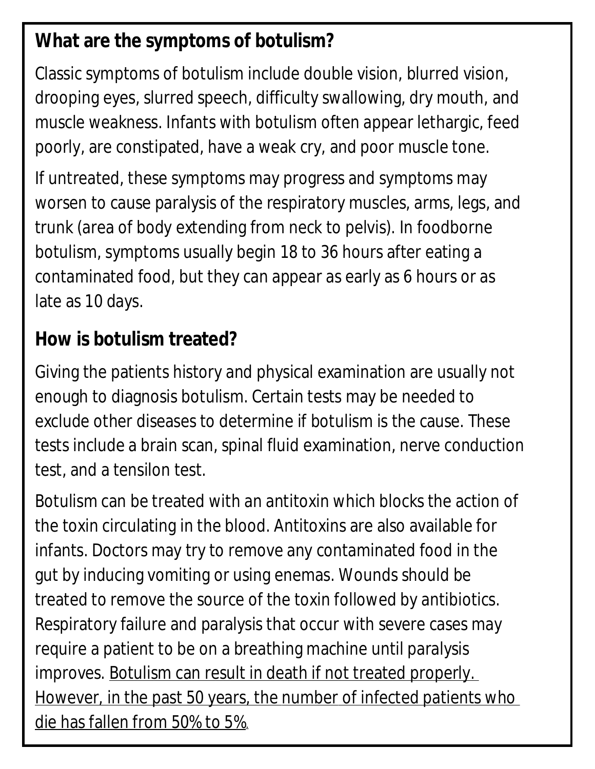## What are the symptoms of botulism?

Classic symptoms of botulism include double vision, blurred vision, drooping eyes, slurred speech, difficulty swallowing, dry mouth, and muscle weakness. Infants with botulism often appear lethargic, feed poorly, are constipated, have a weak cry, and poor muscle tone.

If untreated, these symptoms may progress and symptoms may worsen to cause paralysis of the respiratory muscles, arms, legs, and trunk (area of body extending from neck to pelvis). In foodborne botulism, symptoms usually begin 18 to 36 hours after eating a contaminated food, but they can appear as early as 6 hours or as late as 10 days.

## How is botulism treated?

Giving the patients history and physical examination are usually not enough to diagnosis botulism. Certain tests may be needed to exclude other diseases to determine if botulism is the cause. These tests include a brain scan, spinal fluid examination, nerve conduction test, and a tensilon test.

Botulism can be treated with an antitoxin which blocks the action of the toxin circulating in the blood. Antitoxins are also available for infants. Doctors may try to remove any contaminated food in the gut by inducing vomiting or using enemas. Wounds should be treated to remove the source of the toxin followed by antibiotics. Respiratory failure and paralysis that occur with severe cases may require a patient to be on a breathing machine until paralysis improves. <u>Botulism can result in death if not treated properly. However, in the past 50 years, the number of infected patients who die has fallen from 50% to 5%</u>.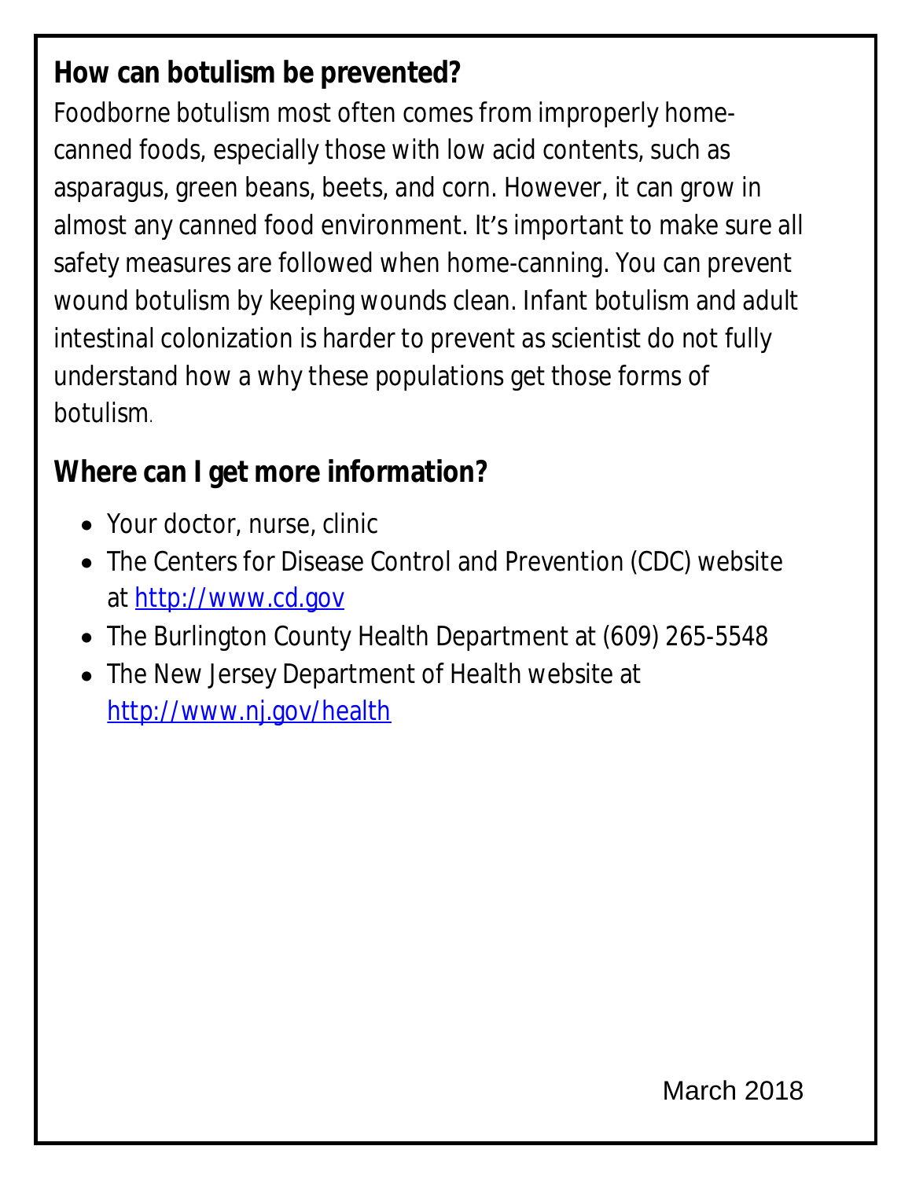**How can botulism be prevented?**

Foodborne botulism most often comes from improperly home-canned foods, especially those with low acid contents, such as asparagus, green beans, beets, and corn. However, it can grow in almost any canned food environment. It's important to make sure all safety measures are followed when home-canning. You can prevent wound botulism by keeping wounds clean. Infant botulism and adult intestinal colonization is harder to prevent as scientist do not fully understand how a why these populations get those forms of botulism.

**Where can I get more information?**

- Your doctor, nurse, clinic
- The Centers for Disease Control and Prevention (CDC) website at http://www.cd.gov
- The Burlington County Health Department at (609) 265-5548
- The New Jersey Department of Health website at http://www.nj.gov/health

March 2018